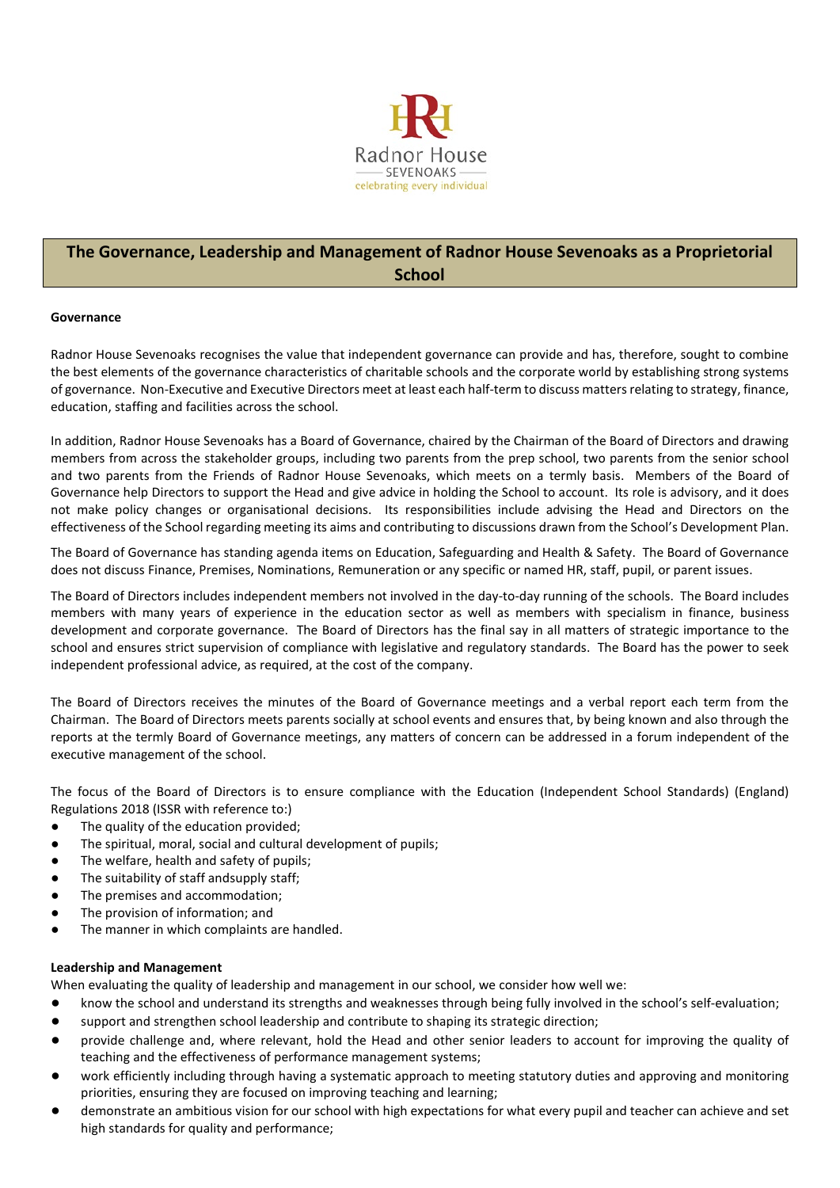# The Governance, Leadership and Management of Radnor House Sevenoaks as a Proprietorial School

**Governance**

Radnor House Sevenoaks recognises the value that independent governance can provide and has, therefore, sought to combine the best elements of the governance characteristics of charitable schools and the corporate world by establishing strong systems of governance. Non-Executive and Executive Directors meet at least each half-term to discuss matters relating to strategy, finance, education, staffing and facilities across the school.

In addition, Radnor House Sevenoaks has a Board of Governance, chaired by the Chairman of the Board of Directors and drawing members from across the stakeholder groups, including two parents from the prep school, two parents from the senior school and two parents from the Friends of Radnor House Sevenoaks, which meets on a termly basis. Members of the Board of Governance help Directors to support the Head and give advice in holding the School to account. Its role is advisory, and it does not make policy changes or organisational decisions. Its responsibilities include advising the Head and Directors on the effectiveness of the School regarding meeting its aims and contributing to discussions drawn from the School's Development Plan.

The Board of Governance has standing agenda items on Education, Safeguarding and Health & Safety. The Board of Governance does not discuss Finance, Premises, Nominations, Remuneration or any specific or named HR, staff, pupil, or parent issues.

The Board of Directors includes independent members not involved in the day-to-day running of the schools. The Board includes members with many years of experience in the education sector as well as members with specialism in finance, business development and corporate governance. The Board of Directors has the final say in all matters of strategic importance to the school and ensures strict supervision of compliance with legislative and regulatory standards. The Board has the power to seek independent professional advice, as required, at the cost of the company.

The Board of Directors receives the minutes of the Board of Governance meetings and a verbal report each term from the Chairman. The Board of Directors meets parents socially at school events and ensures that, by being known and also through the reports at the termly Board of Governance meetings, any matters of concern can be addressed in a forum independent of the executive management of the school.

The focus of the Board of Directors is to ensure compliance with the Education (Independent School Standards) (England) Regulations 2018 (ISSR with reference to:)

- The quality of the education provided;
- The spiritual, moral, social and cultural development of pupils;
- The welfare, health and safety of pupils;
- The suitability of staff andsupply staff;
- The premises and accommodation;
- The provision of information; and
- The manner in which complaints are handled.

**Leadership and Management**

When evaluating the quality of leadership and management in our school, we consider how well we:

- know the school and understand its strengths and weaknesses through being fully involved in the school's self-evaluation;
- support and strengthen school leadership and contribute to shaping its strategic direction;
- provide challenge and, where relevant, hold the Head and other senior leaders to account for improving the quality of teaching and the effectiveness of performance management systems;
- work efficiently including through having a systematic approach to meeting statutory duties and approving and monitoring priorities, ensuring they are focused on improving teaching and learning;
- demonstrate an ambitious vision for our school with high expectations for what every pupil and teacher can achieve and set high standards for quality and performance;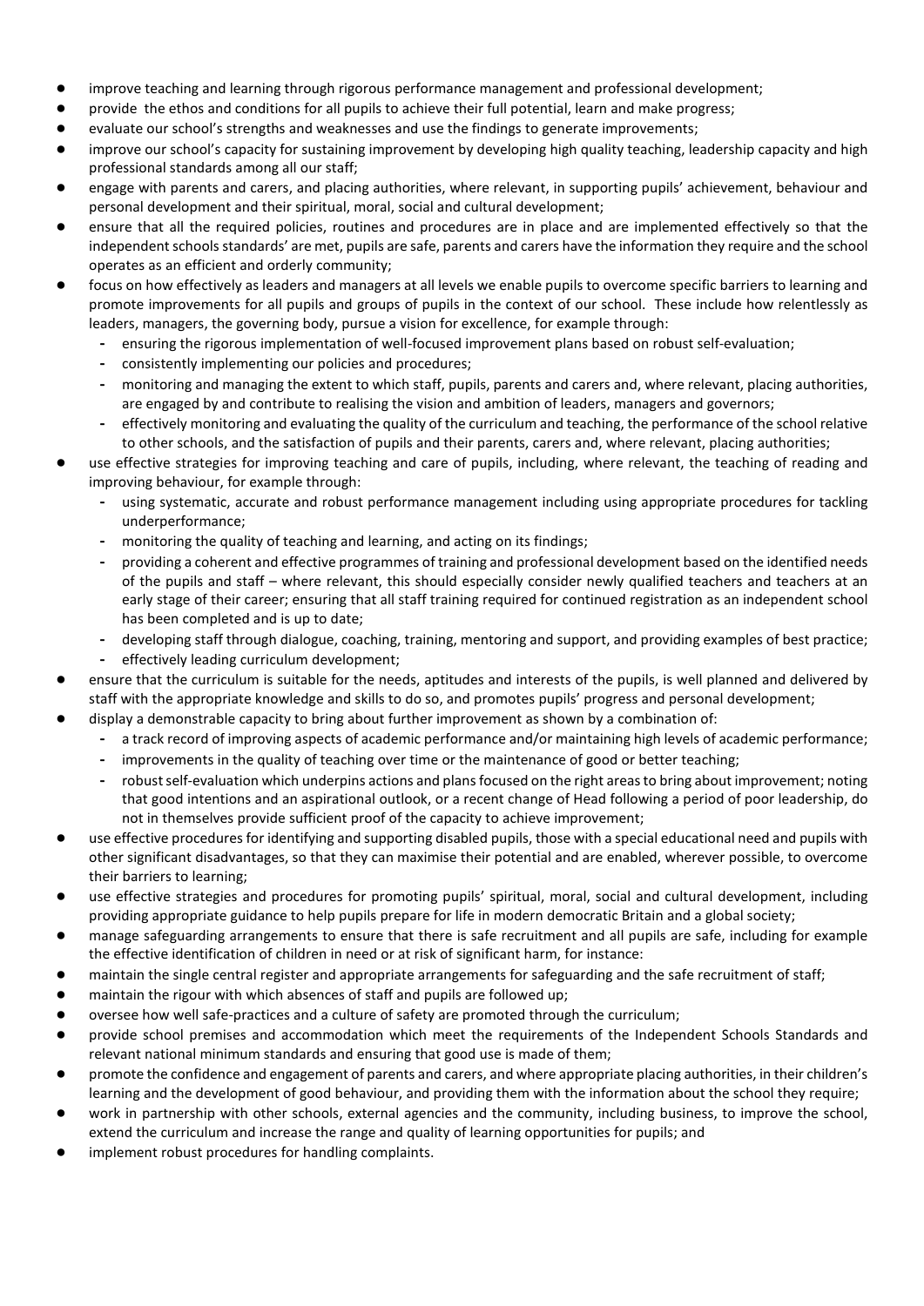- improve teaching and learning through rigorous performance management and professional development;
- provide the ethos and conditions for all pupils to achieve their full potential, learn and make progress;
- evaluate our school's strengths and weaknesses and use the findings to generate improvements;
- improve our school's capacity for sustaining improvement by developing high quality teaching, leadership capacity and high professional standards among all our staff;
- engage with parents and carers, and placing authorities, where relevant, in supporting pupils' achievement, behaviour and personal development and their spiritual, moral, social and cultural development;
- ensure that all the required policies, routines and procedures are in place and are implemented effectively so that the independent schools standards' are met, pupils are safe, parents and carers have the information they require and the school operates as an efficient and orderly community;
- focus on how effectively as leaders and managers at all levels we enable pupils to overcome specific barriers to learning and promote improvements for all pupils and groups of pupils in the context of our school. These include how relentlessly as leaders, managers, the governing body, pursue a vision for excellence, for example through:
  - ensuring the rigorous implementation of well-focused improvement plans based on robust self-evaluation;
  - consistently implementing our policies and procedures;
  - monitoring and managing the extent to which staff, pupils, parents and carers and, where relevant, placing authorities, are engaged by and contribute to realising the vision and ambition of leaders, managers and governors;
  - effectively monitoring and evaluating the quality of the curriculum and teaching, the performance of the school relative to other schools, and the satisfaction of pupils and their parents, carers and, where relevant, placing authorities;
- use effective strategies for improving teaching and care of pupils, including, where relevant, the teaching of reading and improving behaviour, for example through:
  - using systematic, accurate and robust performance management including using appropriate procedures for tackling underperformance;
  - monitoring the quality of teaching and learning, and acting on its findings;
  - providing a coherent and effective programmes of training and professional development based on the identified needs of the pupils and staff – where relevant, this should especially consider newly qualified teachers and teachers at an early stage of their career; ensuring that all staff training required for continued registration as an independent school has been completed and is up to date;
  - developing staff through dialogue, coaching, training, mentoring and support, and providing examples of best practice;
  - effectively leading curriculum development;
- ensure that the curriculum is suitable for the needs, aptitudes and interests of the pupils, is well planned and delivered by staff with the appropriate knowledge and skills to do so, and promotes pupils' progress and personal development;
- display a demonstrable capacity to bring about further improvement as shown by a combination of:
  - a track record of improving aspects of academic performance and/or maintaining high levels of academic performance;
  - improvements in the quality of teaching over time or the maintenance of good or better teaching;
  - robust self-evaluation which underpins actions and plans focused on the right areas to bring about improvement; noting that good intentions and an aspirational outlook, or a recent change of Head following a period of poor leadership, do not in themselves provide sufficient proof of the capacity to achieve improvement;
- use effective procedures for identifying and supporting disabled pupils, those with a special educational need and pupils with other significant disadvantages, so that they can maximise their potential and are enabled, wherever possible, to overcome their barriers to learning;
- use effective strategies and procedures for promoting pupils' spiritual, moral, social and cultural development, including providing appropriate guidance to help pupils prepare for life in modern democratic Britain and a global society;
- manage safeguarding arrangements to ensure that there is safe recruitment and all pupils are safe, including for example the effective identification of children in need or at risk of significant harm, for instance:
- maintain the single central register and appropriate arrangements for safeguarding and the safe recruitment of staff;
- maintain the rigour with which absences of staff and pupils are followed up;
- oversee how well safe-practices and a culture of safety are promoted through the curriculum;
- provide school premises and accommodation which meet the requirements of the Independent Schools Standards and relevant national minimum standards and ensuring that good use is made of them;
- promote the confidence and engagement of parents and carers, and where appropriate placing authorities, in their children's learning and the development of good behaviour, and providing them with the information about the school they require;
- work in partnership with other schools, external agencies and the community, including business, to improve the school, extend the curriculum and increase the range and quality of learning opportunities for pupils; and
- implement robust procedures for handling complaints.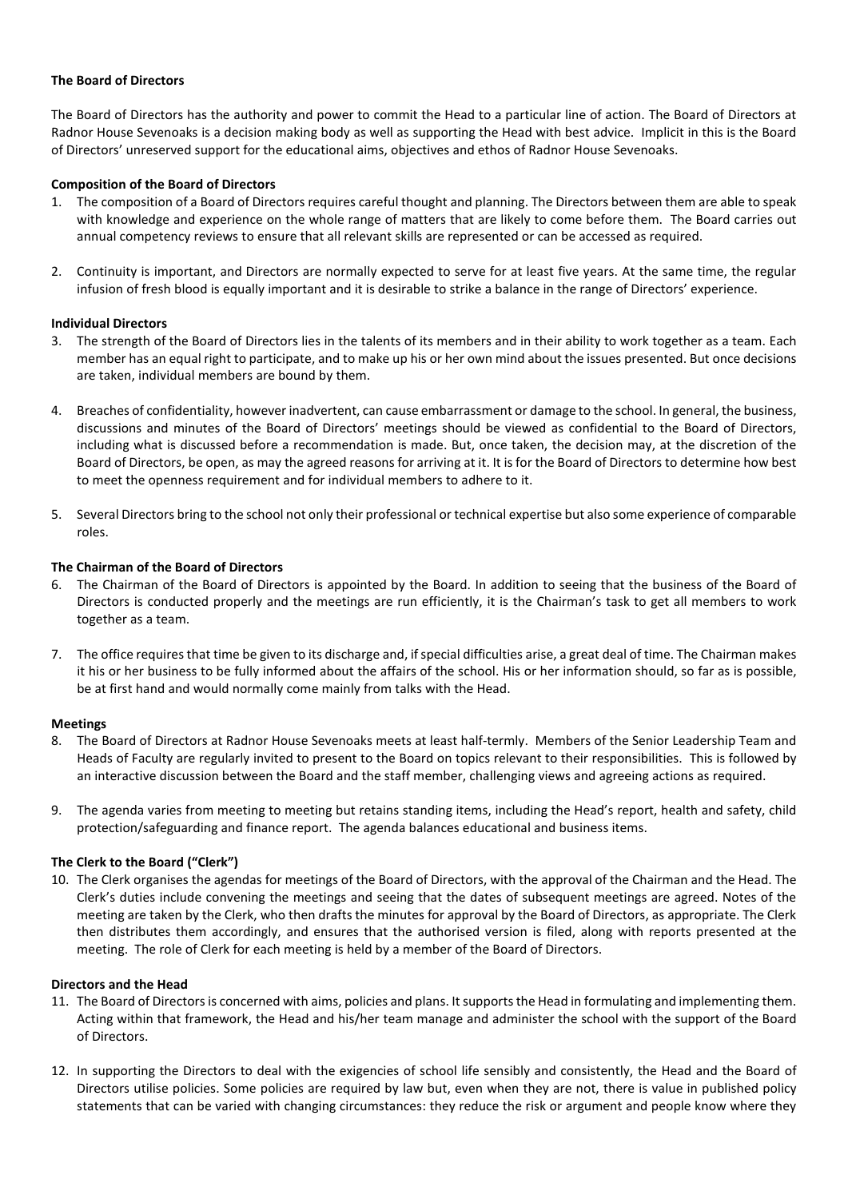**The Board of Directors**

The Board of Directors has the authority and power to commit the Head to a particular line of action. The Board of Directors at Radnor House Sevenoaks is a decision making body as well as supporting the Head with best advice. Implicit in this is the Board of Directors' unreserved support for the educational aims, objectives and ethos of Radnor House Sevenoaks.

**Composition of the Board of Directors**

1. The composition of a Board of Directors requires careful thought and planning. The Directors between them are able to speak with knowledge and experience on the whole range of matters that are likely to come before them. The Board carries out annual competency reviews to ensure that all relevant skills are represented or can be accessed as required.

2. Continuity is important, and Directors are normally expected to serve for at least five years. At the same time, the regular infusion of fresh blood is equally important and it is desirable to strike a balance in the range of Directors' experience.

**Individual Directors**

3. The strength of the Board of Directors lies in the talents of its members and in their ability to work together as a team. Each member has an equal right to participate, and to make up his or her own mind about the issues presented. But once decisions are taken, individual members are bound by them.

4. Breaches of confidentiality, however inadvertent, can cause embarrassment or damage to the school. In general, the business, discussions and minutes of the Board of Directors' meetings should be viewed as confidential to the Board of Directors, including what is discussed before a recommendation is made. But, once taken, the decision may, at the discretion of the Board of Directors, be open, as may the agreed reasons for arriving at it. It is for the Board of Directors to determine how best to meet the openness requirement and for individual members to adhere to it.

5. Several Directors bring to the school not only their professional or technical expertise but also some experience of comparable roles.

**The Chairman of the Board of Directors**

6. The Chairman of the Board of Directors is appointed by the Board. In addition to seeing that the business of the Board of Directors is conducted properly and the meetings are run efficiently, it is the Chairman's task to get all members to work together as a team.

7. The office requires that time be given to its discharge and, if special difficulties arise, a great deal of time. The Chairman makes it his or her business to be fully informed about the affairs of the school. His or her information should, so far as is possible, be at first hand and would normally come mainly from talks with the Head.

**Meetings**

8. The Board of Directors at Radnor House Sevenoaks meets at least half-termly. Members of the Senior Leadership Team and Heads of Faculty are regularly invited to present to the Board on topics relevant to their responsibilities. This is followed by an interactive discussion between the Board and the staff member, challenging views and agreeing actions as required.

9. The agenda varies from meeting to meeting but retains standing items, including the Head's report, health and safety, child protection/safeguarding and finance report. The agenda balances educational and business items.

**The Clerk to the Board ("Clerk")**

10. The Clerk organises the agendas for meetings of the Board of Directors, with the approval of the Chairman and the Head. The Clerk's duties include convening the meetings and seeing that the dates of subsequent meetings are agreed. Notes of the meeting are taken by the Clerk, who then drafts the minutes for approval by the Board of Directors, as appropriate. The Clerk then distributes them accordingly, and ensures that the authorised version is filed, along with reports presented at the meeting. The role of Clerk for each meeting is held by a member of the Board of Directors.

**Directors and the Head**

11. The Board of Directors is concerned with aims, policies and plans. It supports the Head in formulating and implementing them. Acting within that framework, the Head and his/her team manage and administer the school with the support of the Board of Directors.

12. In supporting the Directors to deal with the exigencies of school life sensibly and consistently, the Head and the Board of Directors utilise policies. Some policies are required by law but, even when they are not, there is value in published policy statements that can be varied with changing circumstances: they reduce the risk or argument and people know where they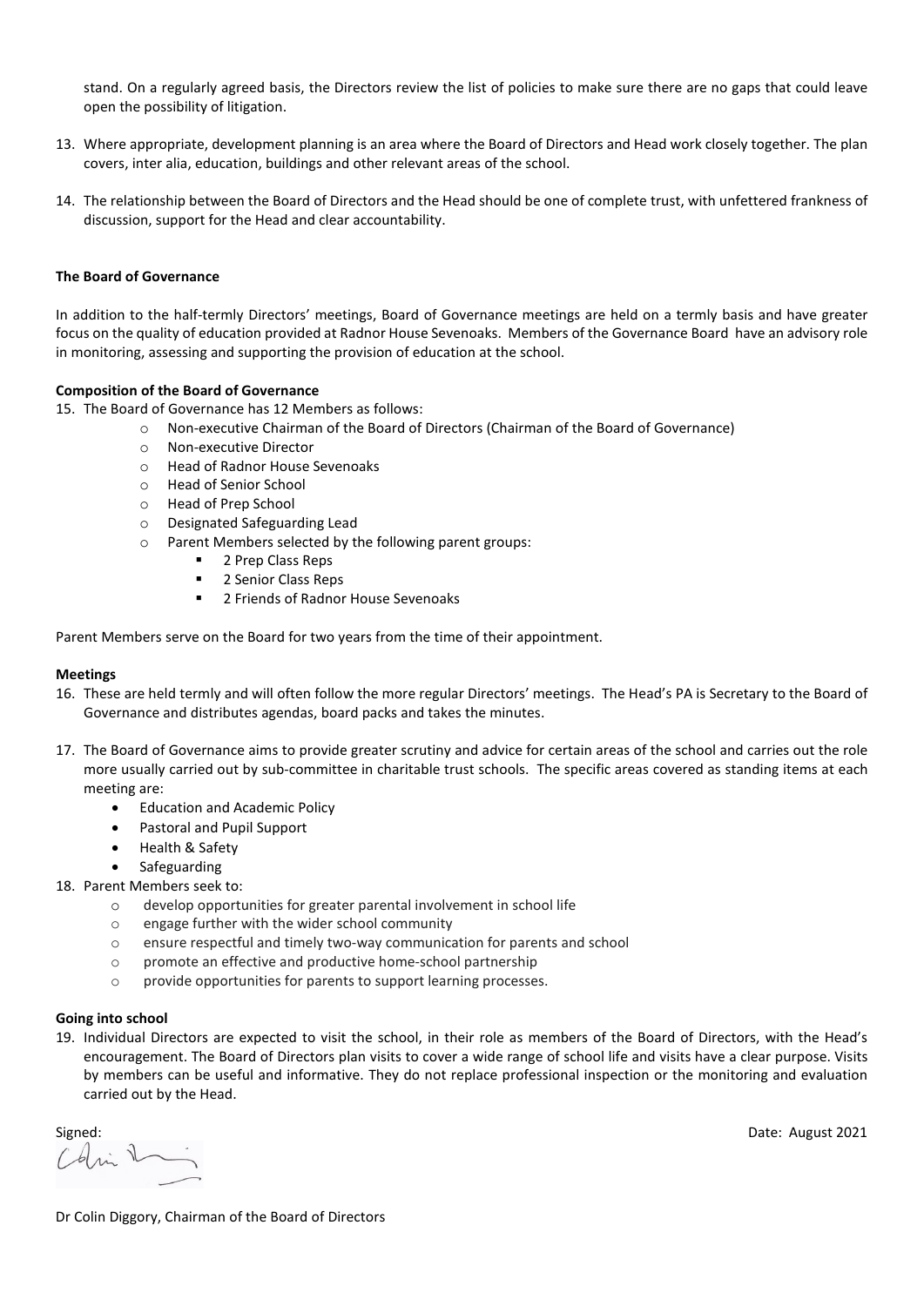stand. On a regularly agreed basis, the Directors review the list of policies to make sure there are no gaps that could leave open the possibility of litigation.

13. Where appropriate, development planning is an area where the Board of Directors and Head work closely together. The plan covers, inter alia, education, buildings and other relevant areas of the school.

14. The relationship between the Board of Directors and the Head should be one of complete trust, with unfettered frankness of discussion, support for the Head and clear accountability.

**The Board of Governance**

In addition to the half-termly Directors' meetings, Board of Governance meetings are held on a termly basis and have greater focus on the quality of education provided at Radnor House Sevenoaks. Members of the Governance Board have an advisory role in monitoring, assessing and supporting the provision of education at the school.

**Composition of the Board of Governance**

15. The Board of Governance has 12 Members as follows:
    - Non-executive Chairman of the Board of Directors (Chairman of the Board of Governance)
    - Non-executive Director
    - Head of Radnor House Sevenoaks
    - Head of Senior School
    - Head of Prep School
    - Designated Safeguarding Lead
    - Parent Members selected by the following parent groups:
        - 2 Prep Class Reps
        - 2 Senior Class Reps
        - 2 Friends of Radnor House Sevenoaks

Parent Members serve on the Board for two years from the time of their appointment.

**Meetings**

16. These are held termly and will often follow the more regular Directors' meetings. The Head's PA is Secretary to the Board of Governance and distributes agendas, board packs and takes the minutes.

17. The Board of Governance aims to provide greater scrutiny and advice for certain areas of the school and carries out the role more usually carried out by sub-committee in charitable trust schools. The specific areas covered as standing items at each meeting are:
    - Education and Academic Policy
    - Pastoral and Pupil Support
    - Health & Safety
    - Safeguarding

18. Parent Members seek to:
    - develop opportunities for greater parental involvement in school life
    - engage further with the wider school community
    - ensure respectful and timely two-way communication for parents and school
    - promote an effective and productive home-school partnership
    - provide opportunities for parents to support learning processes.

**Going into school**

19. Individual Directors are expected to visit the school, in their role as members of the Board of Directors, with the Head's encouragement. The Board of Directors plan visits to cover a wide range of school life and visits have a clear purpose. Visits by members can be useful and informative. They do not replace professional inspection or the monitoring and evaluation carried out by the Head.

Signed:

Date: August 2021

Dr Colin Diggory, Chairman of the Board of Directors